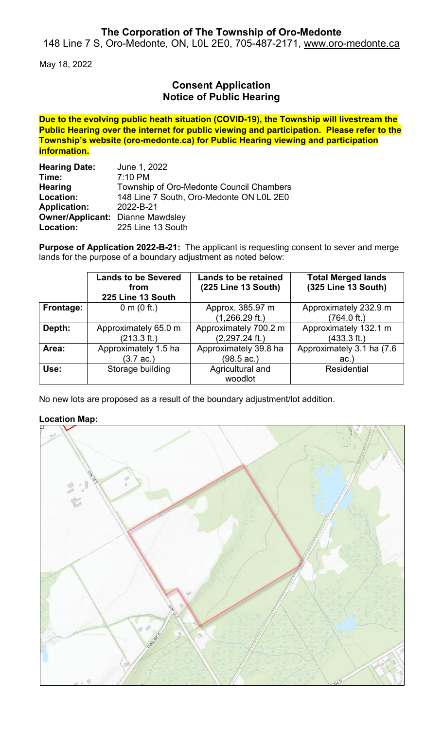**The Corporation of The Township of Oro-Medonte**
148 Line 7 S, Oro-Medonte, ON, L0L 2E0, 705-487-2171, www.oro-medonte.ca

May 18, 2022

## Consent Application
## Notice of Public Hearing

**Due to the evolving public heath situation (COVID-19), the Township will livestream the Public Hearing over the internet for public viewing and participation. Please refer to the Township's website (oro-medonte.ca) for Public Hearing viewing and participation information.**

**Hearing Date:** June 1, 2022
**Time:** 7:10 PM
**Hearing Location:** Township of Oro-Medonte Council Chambers, 148 Line 7 South, Oro-Medonte ON L0L 2E0
**Application:** 2022-B-21
**Owner/Applicant:** Dianne Mawdsley
**Location:** 225 Line 13 South

**Purpose of Application 2022-B-21:** The applicant is requesting consent to sever and merge lands for the purpose of a boundary adjustment as noted below:

| | Lands to be Severed from 225 Line 13 South | Lands to be retained (225 Line 13 South) | Total Merged lands (325 Line 13 South) |
|---|---|---|---|
| **Frontage:** | 0 m (0 ft.) | Approx. 385.97 m (1,266.29 ft.) | Approximately 232.9 m (764.0 ft.) |
| **Depth:** | Approximately 65.0 m (213.3 ft.) | Approximately 700.2 m (2,297.24 ft.) | Approximately 132.1 m (433.3 ft.) |
| **Area:** | Approximately 1.5 ha (3.7 ac.) | Approximately 39.8 ha (98.5 ac.) | Approximately 3.1 ha (7.6 ac.) |
| **Use:** | Storage building | Agricultural and woodlot | Residential |

No new lots are proposed as a result of the boundary adjustment/lot addition.

**Location Map:**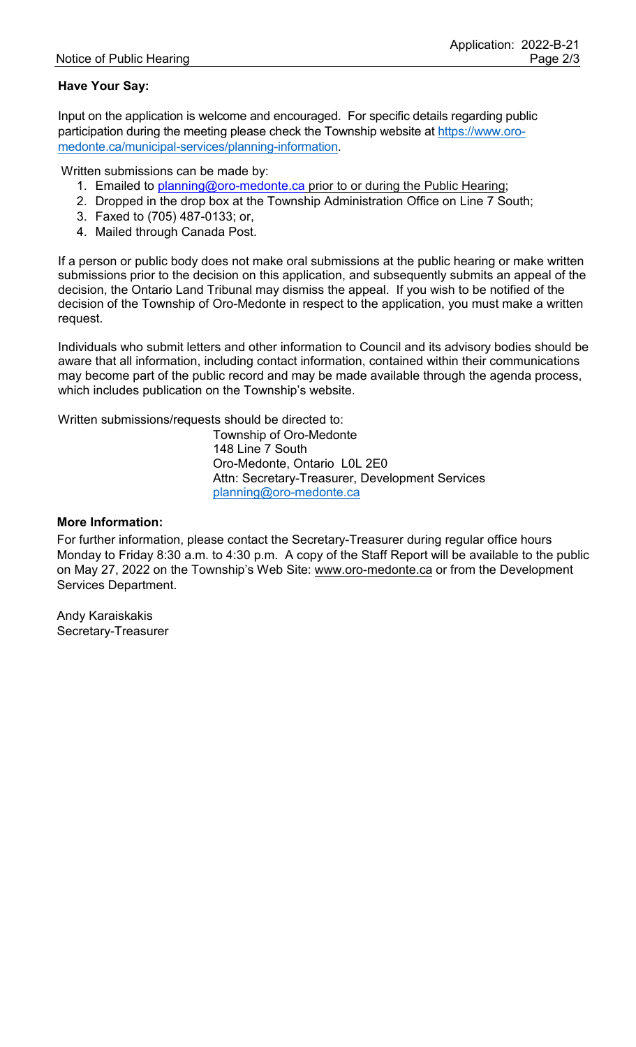**Have Your Say:**

Input on the application is welcome and encouraged. For specific details regarding public participation during the meeting please check the Township website at https://www.oro-medonte.ca/municipal-services/planning-information.

Written submissions can be made by:

1. Emailed to planning@oro-medonte.ca prior to or during the Public Hearing;
2. Dropped in the drop box at the Township Administration Office on Line 7 South;
3. Faxed to (705) 487-0133; or,
4. Mailed through Canada Post.

If a person or public body does not make oral submissions at the public hearing or make written submissions prior to the decision on this application, and subsequently submits an appeal of the decision, the Ontario Land Tribunal may dismiss the appeal. If you wish to be notified of the decision of the Township of Oro-Medonte in respect to the application, you must make a written request.

Individuals who submit letters and other information to Council and its advisory bodies should be aware that all information, including contact information, contained within their communications may become part of the public record and may be made available through the agenda process, which includes publication on the Township's website.

Written submissions/requests should be directed to:

Township of Oro-Medonte
148 Line 7 South
Oro-Medonte, Ontario L0L 2E0
Attn: Secretary-Treasurer, Development Services
planning@oro-medonte.ca

**More Information:**

For further information, please contact the Secretary-Treasurer during regular office hours Monday to Friday 8:30 a.m. to 4:30 p.m. A copy of the Staff Report will be available to the public on May 27, 2022 on the Township's Web Site: www.oro-medonte.ca or from the Development Services Department.

Andy Karaiskakis
Secretary-Treasurer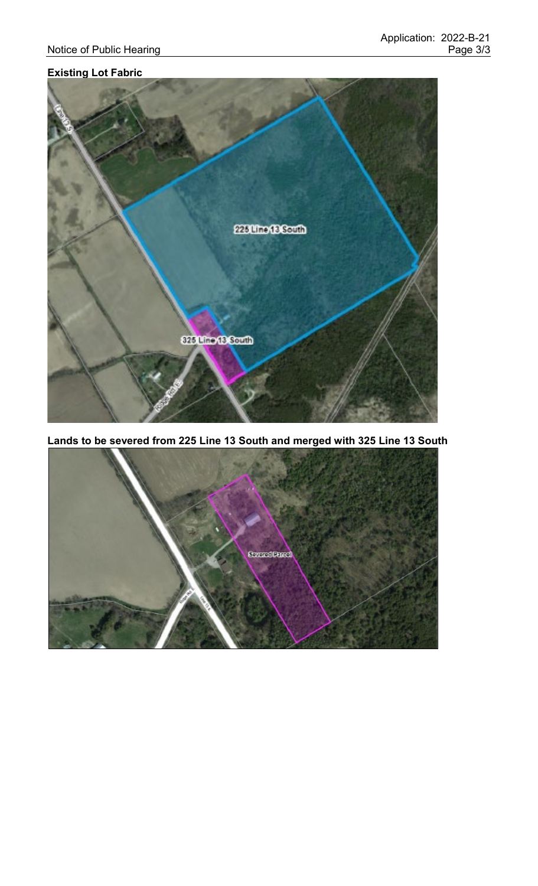**Existing Lot Fabric**

225 Line 13 South

325 Line 13 South

**Lands to be severed from 225 Line 13 South and merged with 325 Line 13 South**

Severed Parcel